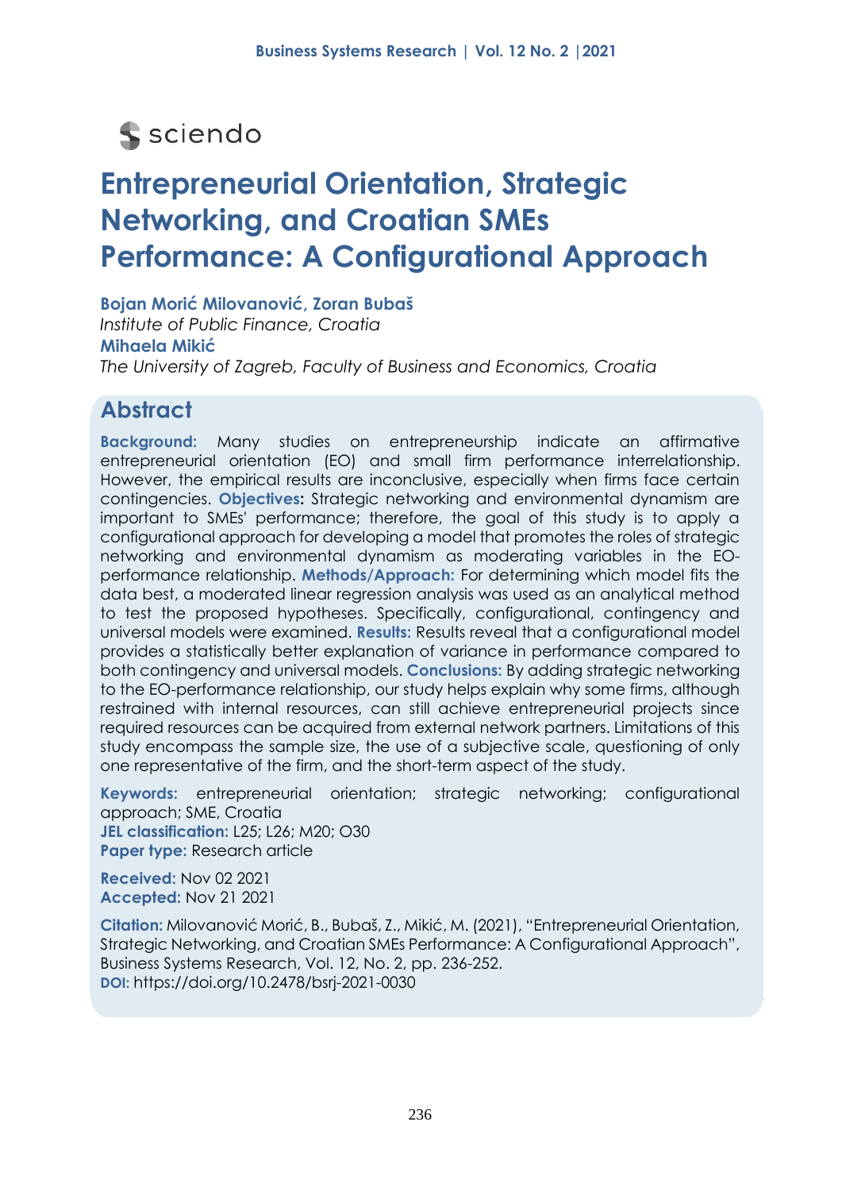# Entrepreneurial Orientation, Strategic Networking, and Croatian SMEs Performance: A Configurational Approach

**Bojan Morić Milovanović, Zoran Bubaš**
*Institute of Public Finance, Croatia*
**Mihaela Mikić**
*The University of Zagreb, Faculty of Business and Economics, Croatia*

## Abstract

**Background:** Many studies on entrepreneurship indicate an affirmative entrepreneurial orientation (EO) and small firm performance interrelationship. However, the empirical results are inconclusive, especially when firms face certain contingencies. **Objectives:** Strategic networking and environmental dynamism are important to SMEs' performance; therefore, the goal of this study is to apply a configurational approach for developing a model that promotes the roles of strategic networking and environmental dynamism as moderating variables in the EO-performance relationship. **Methods/Approach:** For determining which model fits the data best, a moderated linear regression analysis was used as an analytical method to test the proposed hypotheses. Specifically, configurational, contingency and universal models were examined. **Results:** Results reveal that a configurational model provides a statistically better explanation of variance in performance compared to both contingency and universal models. **Conclusions:** By adding strategic networking to the EO-performance relationship, our study helps explain why some firms, although restrained with internal resources, can still achieve entrepreneurial projects since required resources can be acquired from external network partners. Limitations of this study encompass the sample size, the use of a subjective scale, questioning of only one representative of the firm, and the short-term aspect of the study.

**Keywords:** entrepreneurial orientation; strategic networking; configurational approach; SME, Croatia
**JEL classification:** L25; L26; M20; O30
**Paper type:** Research article

**Received:** Nov 02 2021
**Accepted:** Nov 21 2021

**Citation:** Milovanović Morić, B., Bubaš, Z., Mikić, M. (2021), "Entrepreneurial Orientation, Strategic Networking, and Croatian SMEs Performance: A Configurational Approach", Business Systems Research, Vol. 12, No. 2, pp. 236-252.
**DOI:** https://doi.org/10.2478/bsrj-2021-0030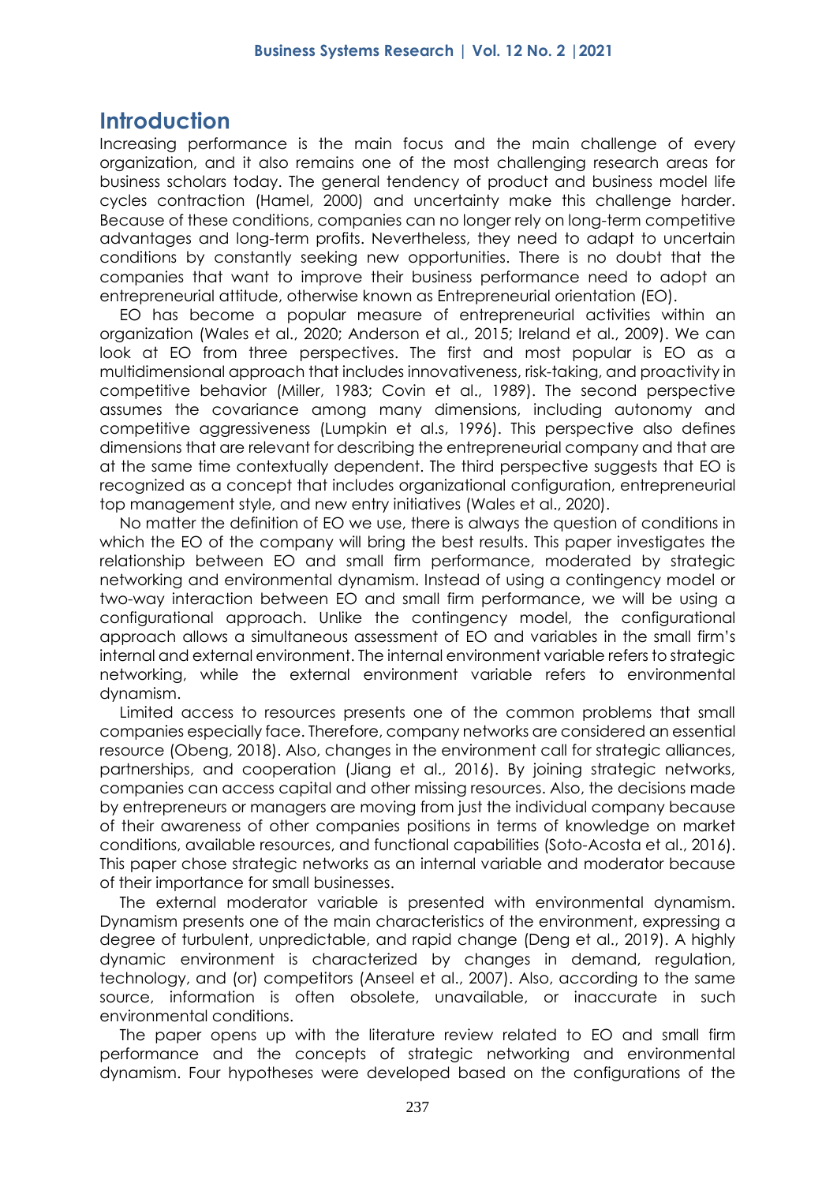## Introduction

Increasing performance is the main focus and the main challenge of every organization, and it also remains one of the most challenging research areas for business scholars today. The general tendency of product and business model life cycles contraction (Hamel, 2000) and uncertainty make this challenge harder. Because of these conditions, companies can no longer rely on long-term competitive advantages and long-term profits. Nevertheless, they need to adapt to uncertain conditions by constantly seeking new opportunities. There is no doubt that the companies that want to improve their business performance need to adopt an entrepreneurial attitude, otherwise known as Entrepreneurial orientation (EO).

EO has become a popular measure of entrepreneurial activities within an organization (Wales et al., 2020; Anderson et al., 2015; Ireland et al., 2009). We can look at EO from three perspectives. The first and most popular is EO as a multidimensional approach that includes innovativeness, risk-taking, and proactivity in competitive behavior (Miller, 1983; Covin et al., 1989). The second perspective assumes the covariance among many dimensions, including autonomy and competitive aggressiveness (Lumpkin et al.s, 1996). This perspective also defines dimensions that are relevant for describing the entrepreneurial company and that are at the same time contextually dependent. The third perspective suggests that EO is recognized as a concept that includes organizational configuration, entrepreneurial top management style, and new entry initiatives (Wales et al., 2020).

No matter the definition of EO we use, there is always the question of conditions in which the EO of the company will bring the best results. This paper investigates the relationship between EO and small firm performance, moderated by strategic networking and environmental dynamism. Instead of using a contingency model or two-way interaction between EO and small firm performance, we will be using a configurational approach. Unlike the contingency model, the configurational approach allows a simultaneous assessment of EO and variables in the small firm's internal and external environment. The internal environment variable refers to strategic networking, while the external environment variable refers to environmental dynamism.

Limited access to resources presents one of the common problems that small companies especially face. Therefore, company networks are considered an essential resource (Obeng, 2018). Also, changes in the environment call for strategic alliances, partnerships, and cooperation (Jiang et al., 2016). By joining strategic networks, companies can access capital and other missing resources. Also, the decisions made by entrepreneurs or managers are moving from just the individual company because of their awareness of other companies positions in terms of knowledge on market conditions, available resources, and functional capabilities (Soto-Acosta et al., 2016). This paper chose strategic networks as an internal variable and moderator because of their importance for small businesses.

The external moderator variable is presented with environmental dynamism. Dynamism presents one of the main characteristics of the environment, expressing a degree of turbulent, unpredictable, and rapid change (Deng et al., 2019). A highly dynamic environment is characterized by changes in demand, regulation, technology, and (or) competitors (Anseel et al., 2007). Also, according to the same source, information is often obsolete, unavailable, or inaccurate in such environmental conditions.

The paper opens up with the literature review related to EO and small firm performance and the concepts of strategic networking and environmental dynamism. Four hypotheses were developed based on the configurations of the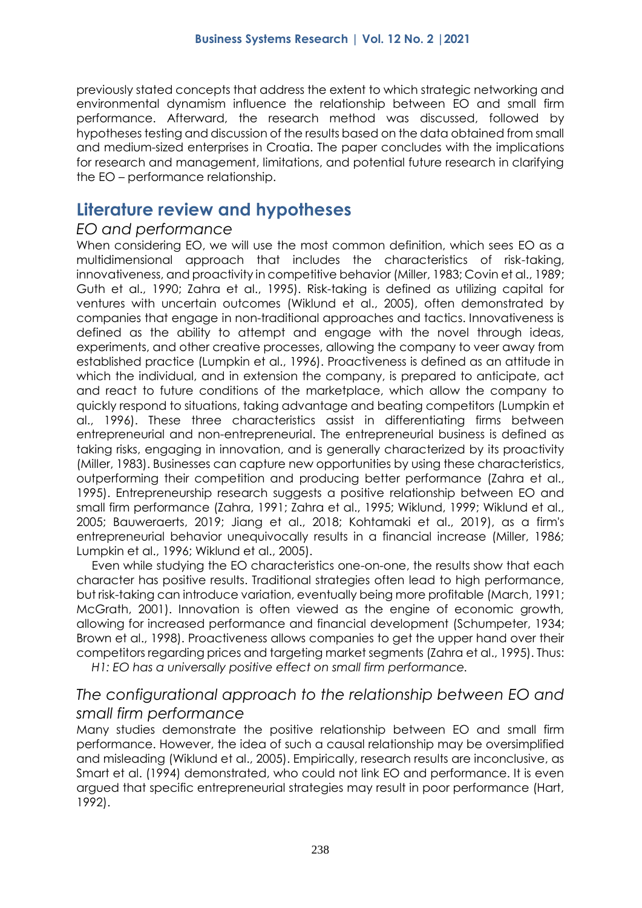previously stated concepts that address the extent to which strategic networking and environmental dynamism influence the relationship between EO and small firm performance. Afterward, the research method was discussed, followed by hypotheses testing and discussion of the results based on the data obtained from small and medium-sized enterprises in Croatia. The paper concludes with the implications for research and management, limitations, and potential future research in clarifying the EO – performance relationship.

## Literature review and hypotheses

### *EO and performance*

When considering EO, we will use the most common definition, which sees EO as a multidimensional approach that includes the characteristics of risk-taking, innovativeness, and proactivity in competitive behavior (Miller, 1983; Covin et al., 1989; Guth et al., 1990; Zahra et al., 1995). Risk-taking is defined as utilizing capital for ventures with uncertain outcomes (Wiklund et al., 2005), often demonstrated by companies that engage in non-traditional approaches and tactics. Innovativeness is defined as the ability to attempt and engage with the novel through ideas, experiments, and other creative processes, allowing the company to veer away from established practice (Lumpkin et al., 1996). Proactiveness is defined as an attitude in which the individual, and in extension the company, is prepared to anticipate, act and react to future conditions of the marketplace, which allow the company to quickly respond to situations, taking advantage and beating competitors (Lumpkin et al., 1996). These three characteristics assist in differentiating firms between entrepreneurial and non-entrepreneurial. The entrepreneurial business is defined as taking risks, engaging in innovation, and is generally characterized by its proactivity (Miller, 1983). Businesses can capture new opportunities by using these characteristics, outperforming their competition and producing better performance (Zahra et al., 1995). Entrepreneurship research suggests a positive relationship between EO and small firm performance (Zahra, 1991; Zahra et al., 1995; Wiklund, 1999; Wiklund et al., 2005; Bauweraerts, 2019; Jiang et al., 2018; Kohtamaki et al., 2019), as a firm's entrepreneurial behavior unequivocally results in a financial increase (Miller, 1986; Lumpkin et al., 1996; Wiklund et al., 2005).

Even while studying the EO characteristics one-on-one, the results show that each character has positive results. Traditional strategies often lead to high performance, but risk-taking can introduce variation, eventually being more profitable (March, 1991; McGrath, 2001). Innovation is often viewed as the engine of economic growth, allowing for increased performance and financial development (Schumpeter, 1934; Brown et al., 1998). Proactiveness allows companies to get the upper hand over their competitors regarding prices and targeting market segments (Zahra et al., 1995). Thus:

*H1: EO has a universally positive effect on small firm performance.*

### *The configurational approach to the relationship between EO and small firm performance*

Many studies demonstrate the positive relationship between EO and small firm performance. However, the idea of such a causal relationship may be oversimplified and misleading (Wiklund et al., 2005). Empirically, research results are inconclusive, as Smart et al. (1994) demonstrated, who could not link EO and performance. It is even argued that specific entrepreneurial strategies may result in poor performance (Hart, 1992).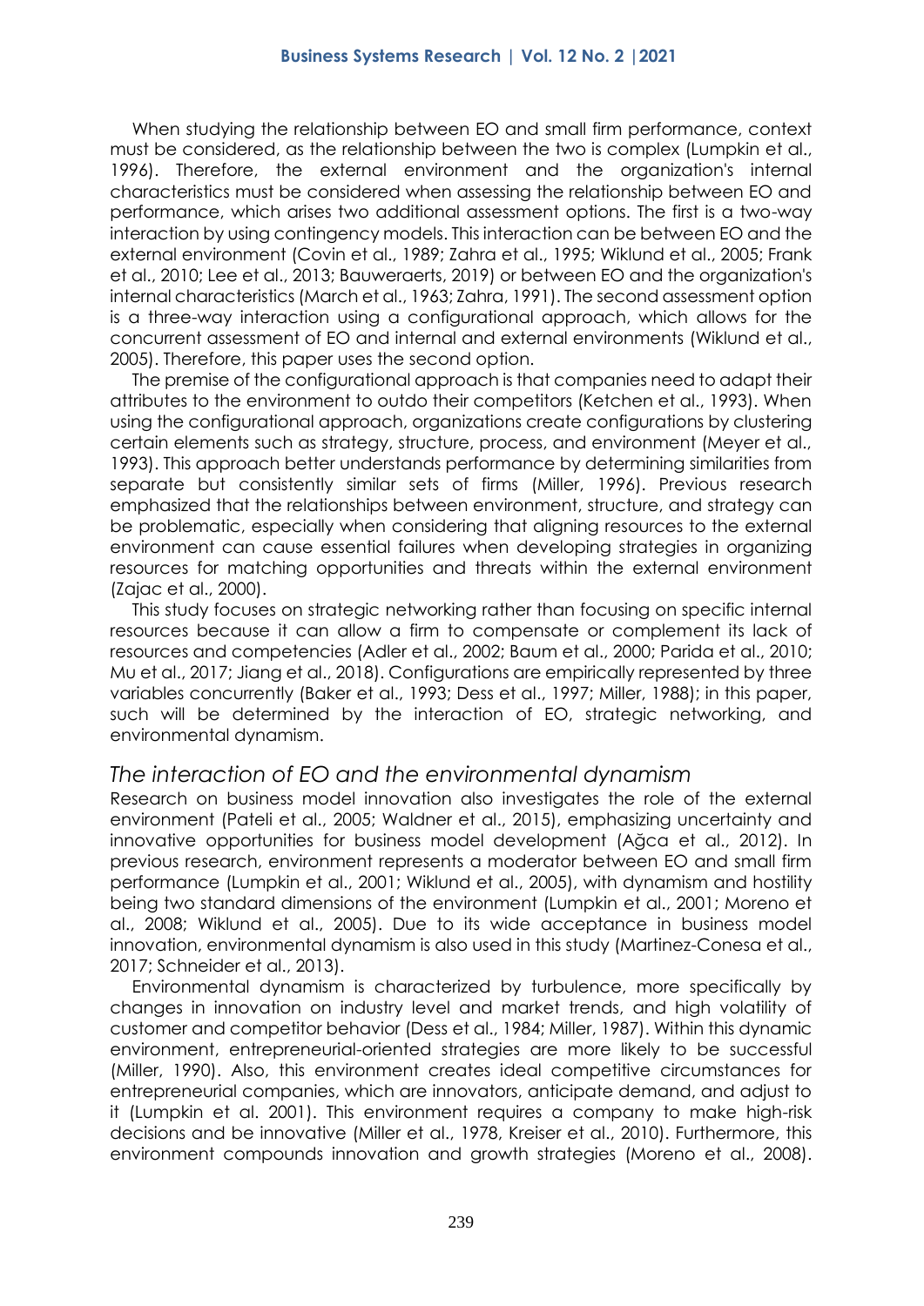When studying the relationship between EO and small firm performance, context must be considered, as the relationship between the two is complex (Lumpkin et al., 1996). Therefore, the external environment and the organization's internal characteristics must be considered when assessing the relationship between EO and performance, which arises two additional assessment options. The first is a two-way interaction by using contingency models. This interaction can be between EO and the external environment (Covin et al., 1989; Zahra et al., 1995; Wiklund et al., 2005; Frank et al., 2010; Lee et al., 2013; Bauweraerts, 2019) or between EO and the organization's internal characteristics (March et al., 1963; Zahra, 1991). The second assessment option is a three-way interaction using a configurational approach, which allows for the concurrent assessment of EO and internal and external environments (Wiklund et al., 2005). Therefore, this paper uses the second option.

The premise of the configurational approach is that companies need to adapt their attributes to the environment to outdo their competitors (Ketchen et al., 1993). When using the configurational approach, organizations create configurations by clustering certain elements such as strategy, structure, process, and environment (Meyer et al., 1993). This approach better understands performance by determining similarities from separate but consistently similar sets of firms (Miller, 1996). Previous research emphasized that the relationships between environment, structure, and strategy can be problematic, especially when considering that aligning resources to the external environment can cause essential failures when developing strategies in organizing resources for matching opportunities and threats within the external environment (Zajac et al., 2000).

This study focuses on strategic networking rather than focusing on specific internal resources because it can allow a firm to compensate or complement its lack of resources and competencies (Adler et al., 2002; Baum et al., 2000; Parida et al., 2010; Mu et al., 2017; Jiang et al., 2018). Configurations are empirically represented by three variables concurrently (Baker et al., 1993; Dess et al., 1997; Miller, 1988); in this paper, such will be determined by the interaction of EO, strategic networking, and environmental dynamism.

## *The interaction of EO and the environmental dynamism*

Research on business model innovation also investigates the role of the external environment (Pateli et al., 2005; Waldner et al., 2015), emphasizing uncertainty and innovative opportunities for business model development (Ağca et al., 2012). In previous research, environment represents a moderator between EO and small firm performance (Lumpkin et al., 2001; Wiklund et al., 2005), with dynamism and hostility being two standard dimensions of the environment (Lumpkin et al., 2001; Moreno et al., 2008; Wiklund et al., 2005). Due to its wide acceptance in business model innovation, environmental dynamism is also used in this study (Martinez-Conesa et al., 2017; Schneider et al., 2013).

Environmental dynamism is characterized by turbulence, more specifically by changes in innovation on industry level and market trends, and high volatility of customer and competitor behavior (Dess et al., 1984; Miller, 1987). Within this dynamic environment, entrepreneurial-oriented strategies are more likely to be successful (Miller, 1990). Also, this environment creates ideal competitive circumstances for entrepreneurial companies, which are innovators, anticipate demand, and adjust to it (Lumpkin et al. 2001). This environment requires a company to make high-risk decisions and be innovative (Miller et al., 1978, Kreiser et al., 2010). Furthermore, this environment compounds innovation and growth strategies (Moreno et al., 2008).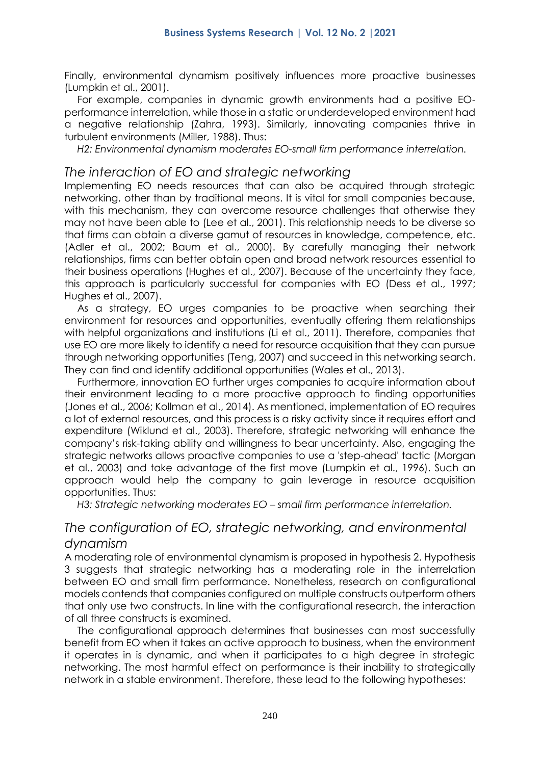Finally, environmental dynamism positively influences more proactive businesses (Lumpkin et al., 2001).

For example, companies in dynamic growth environments had a positive EO-performance interrelation, while those in a static or underdeveloped environment had a negative relationship (Zahra, 1993). Similarly, innovating companies thrive in turbulent environments (Miller, 1988). Thus:

*H2: Environmental dynamism moderates EO-small firm performance interrelation.*

## The interaction of EO and strategic networking

Implementing EO needs resources that can also be acquired through strategic networking, other than by traditional means. It is vital for small companies because, with this mechanism, they can overcome resource challenges that otherwise they may not have been able to (Lee et al., 2001). This relationship needs to be diverse so that firms can obtain a diverse gamut of resources in knowledge, competence, etc. (Adler et al., 2002; Baum et al., 2000). By carefully managing their network relationships, firms can better obtain open and broad network resources essential to their business operations (Hughes et al., 2007). Because of the uncertainty they face, this approach is particularly successful for companies with EO (Dess et al., 1997; Hughes et al., 2007).

As a strategy, EO urges companies to be proactive when searching their environment for resources and opportunities, eventually offering them relationships with helpful organizations and institutions (Li et al., 2011). Therefore, companies that use EO are more likely to identify a need for resource acquisition that they can pursue through networking opportunities (Teng, 2007) and succeed in this networking search. They can find and identify additional opportunities (Wales et al., 2013).

Furthermore, innovation EO further urges companies to acquire information about their environment leading to a more proactive approach to finding opportunities (Jones et al., 2006; Kollman et al., 2014). As mentioned, implementation of EO requires a lot of external resources, and this process is a risky activity since it requires effort and expenditure (Wiklund et al., 2003). Therefore, strategic networking will enhance the company's risk-taking ability and willingness to bear uncertainty. Also, engaging the strategic networks allows proactive companies to use a 'step-ahead' tactic (Morgan et al., 2003) and take advantage of the first move (Lumpkin et al., 1996). Such an approach would help the company to gain leverage in resource acquisition opportunities. Thus:

*H3: Strategic networking moderates EO – small firm performance interrelation.*

## The configuration of EO, strategic networking, and environmental dynamism

A moderating role of environmental dynamism is proposed in hypothesis 2. Hypothesis 3 suggests that strategic networking has a moderating role in the interrelation between EO and small firm performance. Nonetheless, research on configurational models contends that companies configured on multiple constructs outperform others that only use two constructs. In line with the configurational research, the interaction of all three constructs is examined.

The configurational approach determines that businesses can most successfully benefit from EO when it takes an active approach to business, when the environment it operates in is dynamic, and when it participates to a high degree in strategic networking. The most harmful effect on performance is their inability to strategically network in a stable environment. Therefore, these lead to the following hypotheses: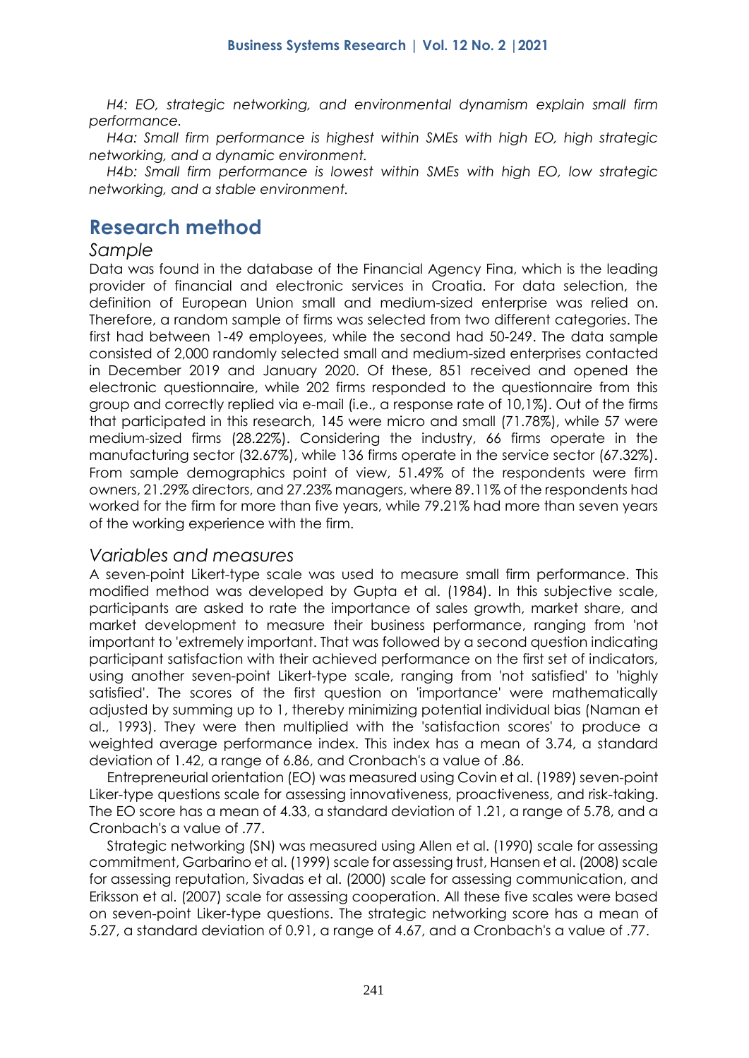*H4: EO, strategic networking, and environmental dynamism explain small firm performance.*

*H4a: Small firm performance is highest within SMEs with high EO, high strategic networking, and a dynamic environment.*

*H4b: Small firm performance is lowest within SMEs with high EO, low strategic networking, and a stable environment.*

## Research method

### *Sample*

Data was found in the database of the Financial Agency Fina, which is the leading provider of financial and electronic services in Croatia. For data selection, the definition of European Union small and medium-sized enterprise was relied on. Therefore, a random sample of firms was selected from two different categories. The first had between 1-49 employees, while the second had 50-249. The data sample consisted of 2,000 randomly selected small and medium-sized enterprises contacted in December 2019 and January 2020. Of these, 851 received and opened the electronic questionnaire, while 202 firms responded to the questionnaire from this group and correctly replied via e-mail (i.e., a response rate of 10,1%). Out of the firms that participated in this research, 145 were micro and small (71.78%), while 57 were medium-sized firms (28.22%). Considering the industry, 66 firms operate in the manufacturing sector (32.67%), while 136 firms operate in the service sector (67.32%). From sample demographics point of view, 51.49% of the respondents were firm owners, 21.29% directors, and 27.23% managers, where 89.11% of the respondents had worked for the firm for more than five years, while 79.21% had more than seven years of the working experience with the firm.

### *Variables and measures*

A seven-point Likert-type scale was used to measure small firm performance. This modified method was developed by Gupta et al. (1984). In this subjective scale, participants are asked to rate the importance of sales growth, market share, and market development to measure their business performance, ranging from 'not important to 'extremely important. That was followed by a second question indicating participant satisfaction with their achieved performance on the first set of indicators, using another seven-point Likert-type scale, ranging from 'not satisfied' to 'highly satisfied'. The scores of the first question on 'importance' were mathematically adjusted by summing up to 1, thereby minimizing potential individual bias (Naman et al., 1993). They were then multiplied with the 'satisfaction scores' to produce a weighted average performance index. This index has a mean of 3.74, a standard deviation of 1.42, a range of 6.86, and Cronbach's α value of .86.

Entrepreneurial orientation (EO) was measured using Covin et al. (1989) seven-point Liker-type questions scale for assessing innovativeness, proactiveness, and risk-taking. The EO score has a mean of 4.33, a standard deviation of 1.21, a range of 5.78, and a Cronbach's α value of .77.

Strategic networking (SN) was measured using Allen et al. (1990) scale for assessing commitment, Garbarino et al. (1999) scale for assessing trust, Hansen et al. (2008) scale for assessing reputation, Sivadas et al. (2000) scale for assessing communication, and Eriksson et al. (2007) scale for assessing cooperation. All these five scales were based on seven-point Liker-type questions. The strategic networking score has a mean of 5.27, a standard deviation of 0.91, a range of 4.67, and a Cronbach's α value of .77.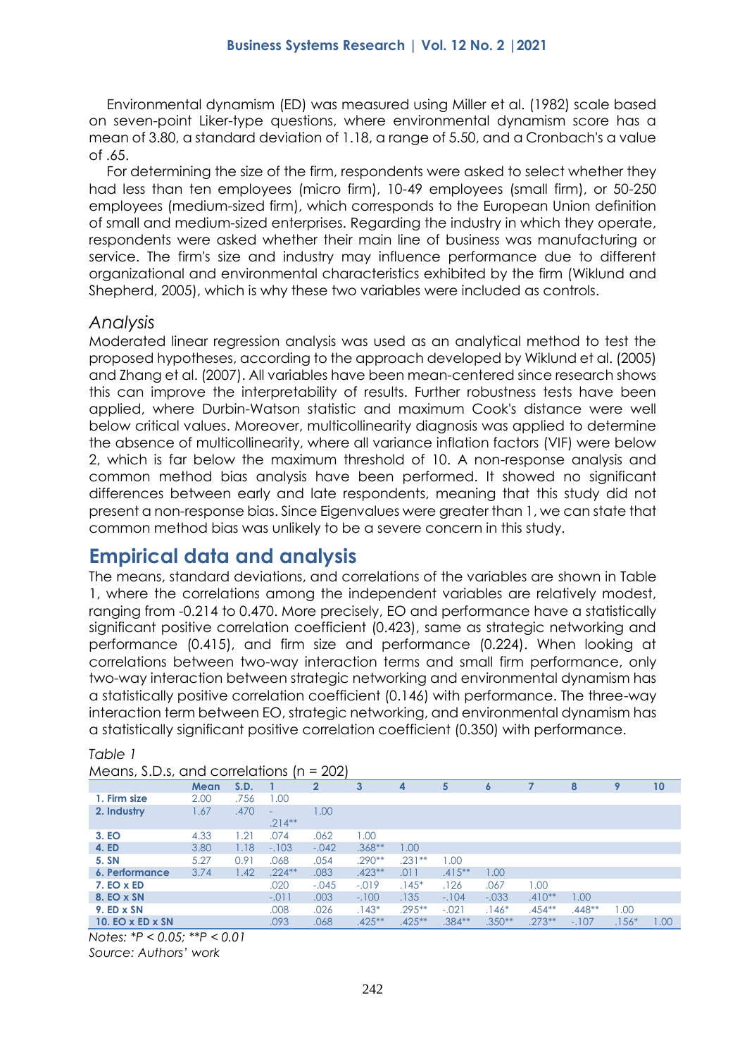Environmental dynamism (ED) was measured using Miller et al. (1982) scale based on seven-point Liker-type questions, where environmental dynamism score has a mean of 3.80, a standard deviation of 1.18, a range of 5.50, and a Cronbach's α value of .65.

For determining the size of the firm, respondents were asked to select whether they had less than ten employees (micro firm), 10-49 employees (small firm), or 50-250 employees (medium-sized firm), which corresponds to the European Union definition of small and medium-sized enterprises. Regarding the industry in which they operate, respondents were asked whether their main line of business was manufacturing or service. The firm's size and industry may influence performance due to different organizational and environmental characteristics exhibited by the firm (Wiklund and Shepherd, 2005), which is why these two variables were included as controls.

### *Analysis*

Moderated linear regression analysis was used as an analytical method to test the proposed hypotheses, according to the approach developed by Wiklund et al. (2005) and Zhang et al. (2007). All variables have been mean-centered since research shows this can improve the interpretability of results. Further robustness tests have been applied, where Durbin-Watson statistic and maximum Cook's distance were well below critical values. Moreover, multicollinearity diagnosis was applied to determine the absence of multicollinearity, where all variance inflation factors (VIF) were below 2, which is far below the maximum threshold of 10. A non-response analysis and common method bias analysis have been performed. It showed no significant differences between early and late respondents, meaning that this study did not present a non-response bias. Since Eigenvalues were greater than 1, we can state that common method bias was unlikely to be a severe concern in this study.

## Empirical data and analysis

The means, standard deviations, and correlations of the variables are shown in Table 1, where the correlations among the independent variables are relatively modest, ranging from -0.214 to 0.470. More precisely, EO and performance have a statistically significant positive correlation coefficient (0.423), same as strategic networking and performance (0.415), and firm size and performance (0.224). When looking at correlations between two-way interaction terms and small firm performance, only two-way interaction between strategic networking and environmental dynamism has a statistically positive correlation coefficient (0.146) with performance. The three-way interaction term between EO, strategic networking, and environmental dynamism has a statistically significant positive correlation coefficient (0.350) with performance.

*Table 1*
Means, S.D.s, and correlations (n = 202)

| | Mean | S.D. | 1 | 2 | 3 | 4 | 5 | 6 | 7 | 8 | 9 | 10 |
|---|---|---|---|---|---|---|---|---|---|---|---|---|
| **1. Firm size** | 2.00 | .756 | 1.00 | | | | | | | | | |
| **2. Industry** | 1.67 | .470 | -.214** | 1.00 | | | | | | | | |
| **3. EO** | 4.33 | 1.21 | .074 | .062 | 1.00 | | | | | | | |
| **4. ED** | 3.80 | 1.18 | -.103 | -.042 | .368** | 1.00 | | | | | | |
| **5. SN** | 5.27 | 0.91 | .068 | .054 | .290** | .231** | 1.00 | | | | | |
| **6. Performance** | 3.74 | 1.42 | .224** | .083 | .423** | .011 | .415** | 1.00 | | | | |
| **7. EO x ED** | | | .020 | -.045 | -.019 | .145* | .126 | .067 | 1.00 | | | |
| **8. EO x SN** | | | -.011 | .003 | -.100 | .135 | -.104 | -.033 | .410** | 1.00 | | |
| **9. ED x SN** | | | .008 | .026 | .143* | .295** | -.021 | .146* | .454** | .448** | 1.00 | |
| **10. EO x ED x SN** | | | .093 | .068 | .425** | .425** | .384** | .350** | .273** | -.107 | .156* | 1.00 |

*Notes: *P < 0.05; **P < 0.01*
*Source: Authors' work*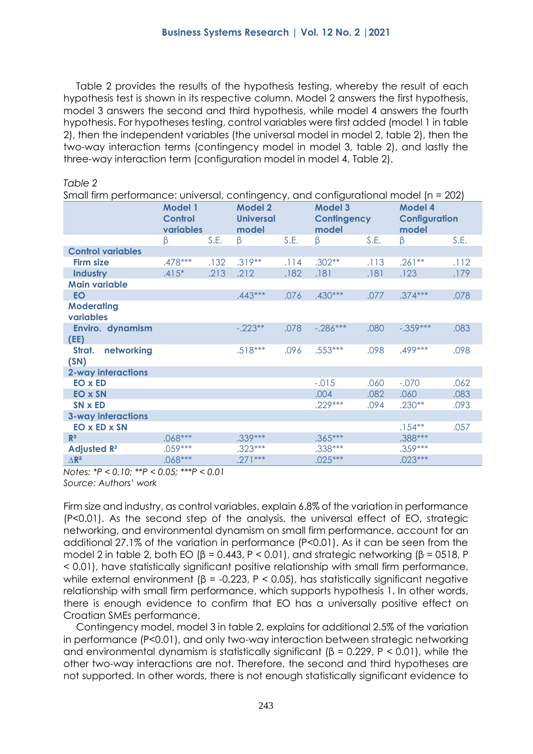Table 2 provides the results of the hypothesis testing, whereby the result of each hypothesis test is shown in its respective column. Model 2 answers the first hypothesis, model 3 answers the second and third hypothesis, while model 4 answers the fourth hypothesis. For hypotheses testing, control variables were first added (model 1 in table 2), then the independent variables (the universal model in model 2, table 2), then the two-way interaction terms (contingency model in model 3, table 2), and lastly the three-way interaction term (configuration model in model 4, Table 2).

*Table 2*

Small firm performance: universal, contingency, and configurational model (n = 202)

| | Model 1 Control variables | | Model 2 Universal model | | Model 3 Contingency model | | Model 4 Configuration model | |
|---|---|---|---|---|---|---|---|---|
| | β | S.E. | β | S.E. | β | S.E. | β | S.E. |
| **Control variables** | | | | | | | | |
| **Firm size** | .478*** | .132 | .319** | .114 | .302** | .113 | .261** | .112 |
| **Industry** | .415* | .213 | .212 | .182 | .181 | .181 | .123 | .179 |
| **Main variable** | | | | | | | | |
| **EO** | | | .443*** | .076 | .430*** | .077 | .374*** | .078 |
| **Moderating variables** | | | | | | | | |
| **Enviro. dynamism (EE)** | | | -.223** | .078 | -.286*** | .080 | -.359*** | .083 |
| **Strat. networking (SN)** | | | .518*** | .096 | .553*** | .098 | .499*** | .098 |
| **2-way interactions** | | | | | | | | |
| **EO x ED** | | | | | -.015 | .060 | -.070 | .062 |
| **EO x SN** | | | | | .004 | .082 | .060 | .083 |
| **SN x ED** | | | | | .229*** | .094 | .230** | .093 |
| **3-way interactions** | | | | | | | | |
| **EO x ED x SN** | | | | | | | .154** | .057 |
| **$R^2$** | .068*** | | .339*** | | .365*** | | .388*** | |
| **Adjusted $R^2$** | .059*** | | .323*** | | .338*** | | .359*** | |
| **$\Delta R^2$** | .068*** | | .271*** | | .025*** | | .023*** | |

*Notes: *P < 0.10; **P < 0.05; ***P < 0.01*

*Source: Authors' work*

Firm size and industry, as control variables, explain 6.8% of the variation in performance ($P<0.01$). As the second step of the analysis, the universal effect of EO, strategic networking, and environmental dynamism on small firm performance, account for an additional 27.1% of the variation in performance ($P<0.01$). As it can be seen from the model 2 in table 2, both EO ($\beta = 0.443$, $P < 0.01$), and strategic networking ($\beta = 0518$, $P < 0.01$), have statistically significant positive relationship with small firm performance, while external environment ($\beta = -0.223$, $P < 0.05$), has statistically significant negative relationship with small firm performance, which supports hypothesis 1. In other words, there is enough evidence to confirm that EO has a universally positive effect on Croatian SMEs performance.

Contingency model, model 3 in table 2, explains for additional 2.5% of the variation in performance ($P<0.01$), and only two-way interaction between strategic networking and environmental dynamism is statistically significant ($\beta = 0.229$, $P < 0.01$), while the other two-way interactions are not. Therefore, the second and third hypotheses are not supported. In other words, there is not enough statistically significant evidence to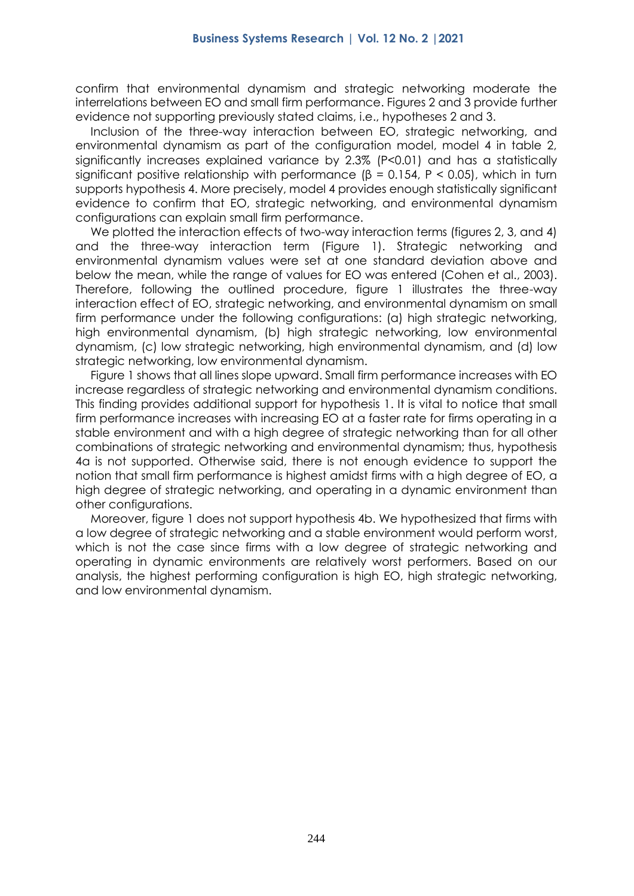confirm that environmental dynamism and strategic networking moderate the interrelations between EO and small firm performance. Figures 2 and 3 provide further evidence not supporting previously stated claims, i.e., hypotheses 2 and 3.

Inclusion of the three-way interaction between EO, strategic networking, and environmental dynamism as part of the configuration model, model 4 in table 2, significantly increases explained variance by 2.3% ($P<0.01$) and has a statistically significant positive relationship with performance ($\beta = 0.154$, $P < 0.05$), which in turn supports hypothesis 4. More precisely, model 4 provides enough statistically significant evidence to confirm that EO, strategic networking, and environmental dynamism configurations can explain small firm performance.

We plotted the interaction effects of two-way interaction terms (figures 2, 3, and 4) and the three-way interaction term (Figure 1). Strategic networking and environmental dynamism values were set at one standard deviation above and below the mean, while the range of values for EO was entered (Cohen et al., 2003). Therefore, following the outlined procedure, figure 1 illustrates the three-way interaction effect of EO, strategic networking, and environmental dynamism on small firm performance under the following configurations: (a) high strategic networking, high environmental dynamism, (b) high strategic networking, low environmental dynamism, (c) low strategic networking, high environmental dynamism, and (d) low strategic networking, low environmental dynamism.

Figure 1 shows that all lines slope upward. Small firm performance increases with EO increase regardless of strategic networking and environmental dynamism conditions. This finding provides additional support for hypothesis 1. It is vital to notice that small firm performance increases with increasing EO at a faster rate for firms operating in a stable environment and with a high degree of strategic networking than for all other combinations of strategic networking and environmental dynamism; thus, hypothesis 4a is not supported. Otherwise said, there is not enough evidence to support the notion that small firm performance is highest amidst firms with a high degree of EO, a high degree of strategic networking, and operating in a dynamic environment than other configurations.

Moreover, figure 1 does not support hypothesis 4b. We hypothesized that firms with a low degree of strategic networking and a stable environment would perform worst, which is not the case since firms with a low degree of strategic networking and operating in dynamic environments are relatively worst performers. Based on our analysis, the highest performing configuration is high EO, high strategic networking, and low environmental dynamism.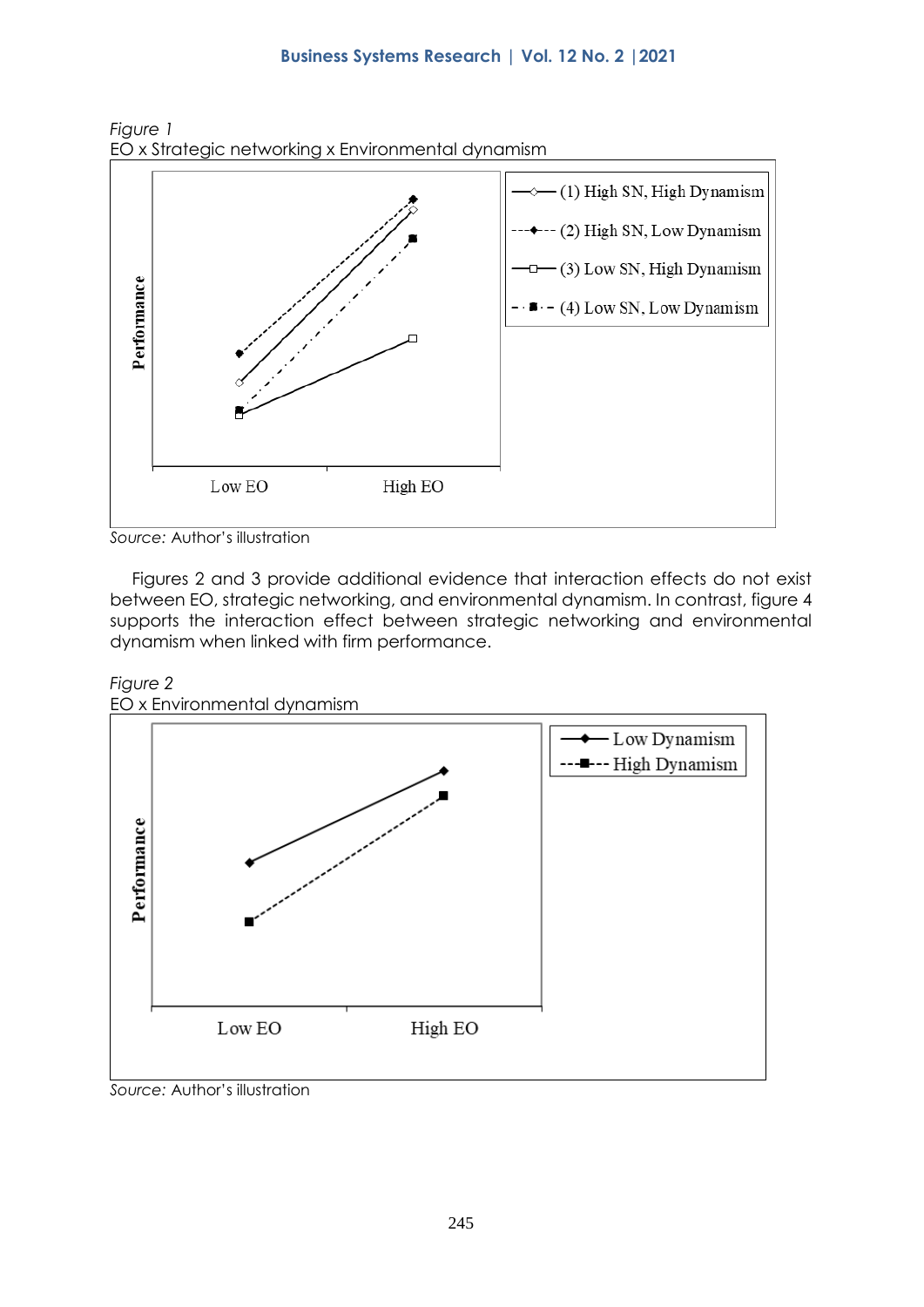*Figure 1*
EO x Strategic networking x Environmental dynamism

Source: Author's illustration

Figures 2 and 3 provide additional evidence that interaction effects do not exist between EO, strategic networking, and environmental dynamism. In contrast, figure 4 supports the interaction effect between strategic networking and environmental dynamism when linked with firm performance.

*Figure 2*
EO x Environmental dynamism

Source: Author's illustration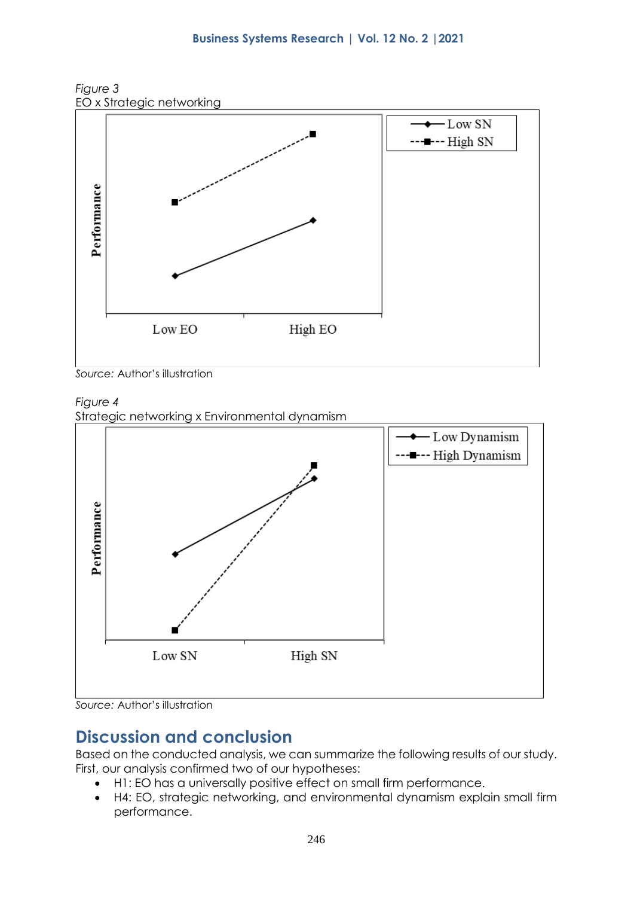*Figure 3*
EO x Strategic networking

*Source:* Author's illustration

*Figure 4*
Strategic networking x Environmental dynamism

*Source:* Author's illustration

## Discussion and conclusion

Based on the conducted analysis, we can summarize the following results of our study. First, our analysis confirmed two of our hypotheses:

- H1: EO has a universally positive effect on small firm performance.
- H4: EO, strategic networking, and environmental dynamism explain small firm performance.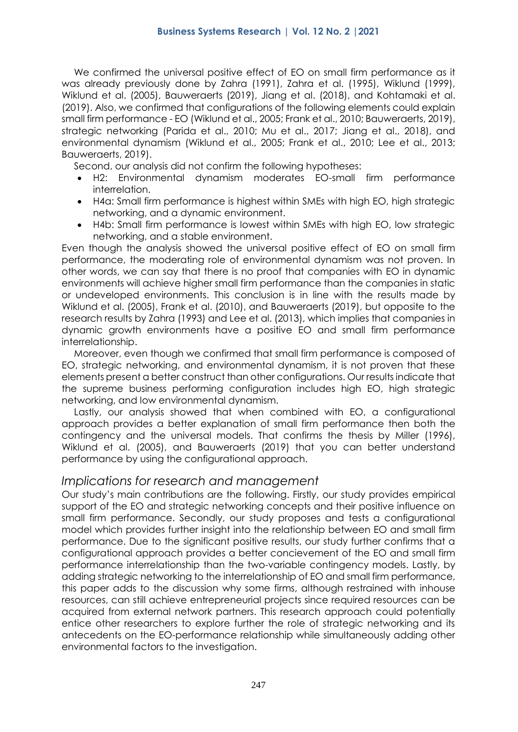We confirmed the universal positive effect of EO on small firm performance as it was already previously done by Zahra (1991), Zahra et al. (1995), Wiklund (1999), Wiklund et al. (2005), Bauweraerts (2019), Jiang et al. (2018), and Kohtamaki et al. (2019). Also, we confirmed that configurations of the following elements could explain small firm performance - EO (Wiklund et al., 2005; Frank et al., 2010; Bauweraerts, 2019), strategic networking (Parida et al., 2010; Mu et al., 2017; Jiang et al., 2018), and environmental dynamism (Wiklund et al., 2005; Frank et al., 2010; Lee et al., 2013; Bauweraerts, 2019).

Second, our analysis did not confirm the following hypotheses:

- H2: Environmental dynamism moderates EO-small firm performance interrelation.
- H4a: Small firm performance is highest within SMEs with high EO, high strategic networking, and a dynamic environment.
- H4b: Small firm performance is lowest within SMEs with high EO, low strategic networking, and a stable environment.

Even though the analysis showed the universal positive effect of EO on small firm performance, the moderating role of environmental dynamism was not proven. In other words, we can say that there is no proof that companies with EO in dynamic environments will achieve higher small firm performance than the companies in static or undeveloped environments. This conclusion is in line with the results made by Wiklund et al. (2005), Frank et al. (2010), and Bauweraerts (2019), but opposite to the research results by Zahra (1993) and Lee et al. (2013), which implies that companies in dynamic growth environments have a positive EO and small firm performance interrelationship.

Moreover, even though we confirmed that small firm performance is composed of EO, strategic networking, and environmental dynamism, it is not proven that these elements present a better construct than other configurations. Our results indicate that the supreme business performing configuration includes high EO, high strategic networking, and low environmental dynamism.

Lastly, our analysis showed that when combined with EO, a configurational approach provides a better explanation of small firm performance then both the contingency and the universal models. That confirms the thesis by Miller (1996), Wiklund et al. (2005), and Bauweraerts (2019) that you can better understand performance by using the configurational approach.

## *Implications for research and management*

Our study's main contributions are the following. Firstly, our study provides empirical support of the EO and strategic networking concepts and their positive influence on small firm performance. Secondly, our study proposes and tests a configurational model which provides further insight into the relationship between EO and small firm performance. Due to the significant positive results, our study further confirms that a configurational approach provides a better concievement of the EO and small firm performance interrelationship than the two-variable contingency models. Lastly, by adding strategic networking to the interrelationship of EO and small firm performance, this paper adds to the discussion why some firms, although restrained with inhouse resources, can still achieve entrepreneurial projects since required resources can be acquired from external network partners. This research approach could potentially entice other researchers to explore further the role of strategic networking and its antecedents on the EO-performance relationship while simultaneously adding other environmental factors to the investigation.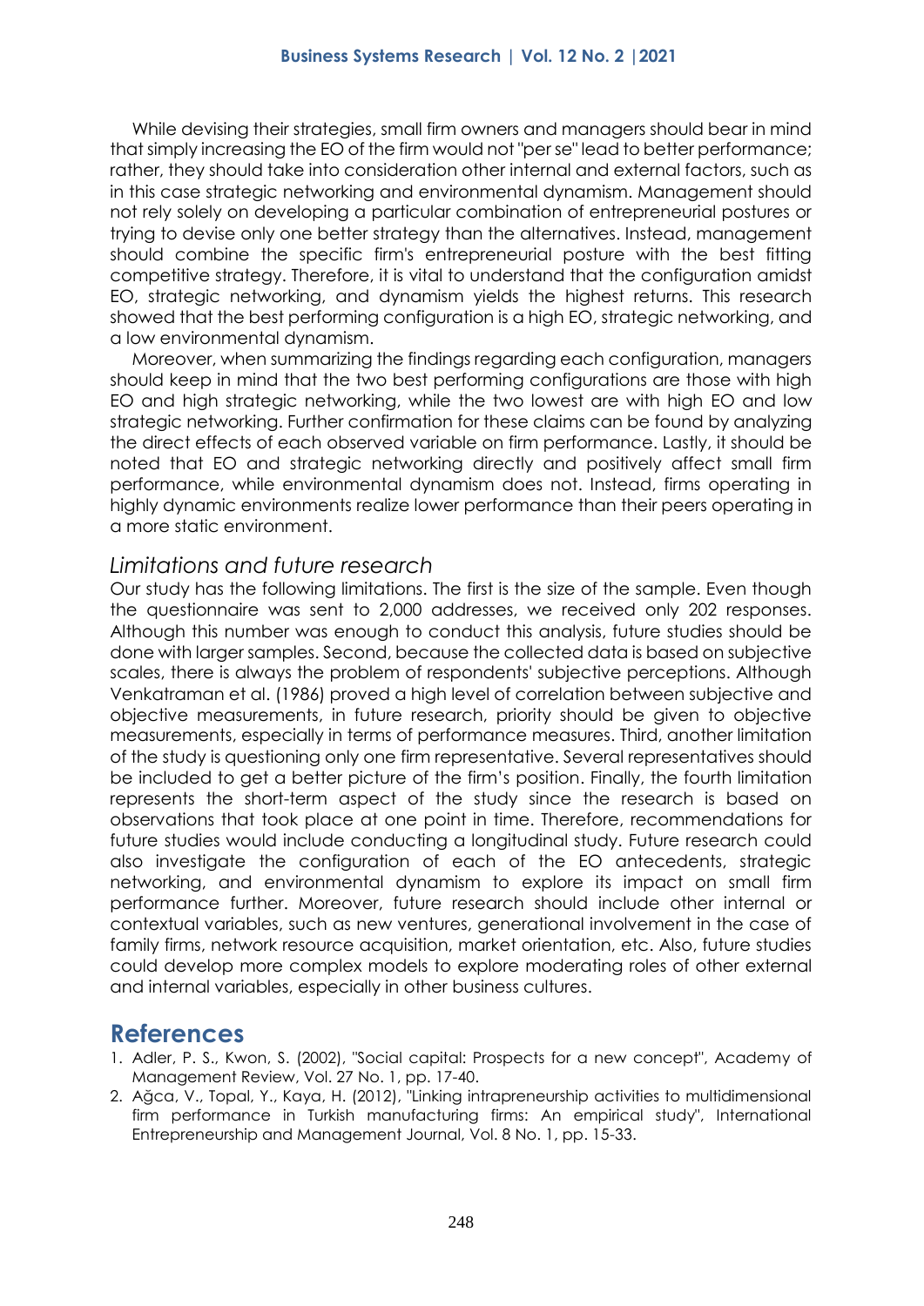While devising their strategies, small firm owners and managers should bear in mind that simply increasing the EO of the firm would not "per se" lead to better performance; rather, they should take into consideration other internal and external factors, such as in this case strategic networking and environmental dynamism. Management should not rely solely on developing a particular combination of entrepreneurial postures or trying to devise only one better strategy than the alternatives. Instead, management should combine the specific firm's entrepreneurial posture with the best fitting competitive strategy. Therefore, it is vital to understand that the configuration amidst EO, strategic networking, and dynamism yields the highest returns. This research showed that the best performing configuration is a high EO, strategic networking, and a low environmental dynamism.

Moreover, when summarizing the findings regarding each configuration, managers should keep in mind that the two best performing configurations are those with high EO and high strategic networking, while the two lowest are with high EO and low strategic networking. Further confirmation for these claims can be found by analyzing the direct effects of each observed variable on firm performance. Lastly, it should be noted that EO and strategic networking directly and positively affect small firm performance, while environmental dynamism does not. Instead, firms operating in highly dynamic environments realize lower performance than their peers operating in a more static environment.

### *Limitations and future research*

Our study has the following limitations. The first is the size of the sample. Even though the questionnaire was sent to 2,000 addresses, we received only 202 responses. Although this number was enough to conduct this analysis, future studies should be done with larger samples. Second, because the collected data is based on subjective scales, there is always the problem of respondents' subjective perceptions. Although Venkatraman et al. (1986) proved a high level of correlation between subjective and objective measurements, in future research, priority should be given to objective measurements, especially in terms of performance measures. Third, another limitation of the study is questioning only one firm representative. Several representatives should be included to get a better picture of the firm's position. Finally, the fourth limitation represents the short-term aspect of the study since the research is based on observations that took place at one point in time. Therefore, recommendations for future studies would include conducting a longitudinal study. Future research could also investigate the configuration of each of the EO antecedents, strategic networking, and environmental dynamism to explore its impact on small firm performance further. Moreover, future research should include other internal or contextual variables, such as new ventures, generational involvement in the case of family firms, network resource acquisition, market orientation, etc. Also, future studies could develop more complex models to explore moderating roles of other external and internal variables, especially in other business cultures.

## References

1. Adler, P. S., Kwon, S. (2002), "Social capital: Prospects for a new concept", Academy of Management Review, Vol. 27 No. 1, pp. 17-40.
2. Ağca, V., Topal, Y., Kaya, H. (2012), "Linking intrapreneurship activities to multidimensional firm performance in Turkish manufacturing firms: An empirical study", International Entrepreneurship and Management Journal, Vol. 8 No. 1, pp. 15-33.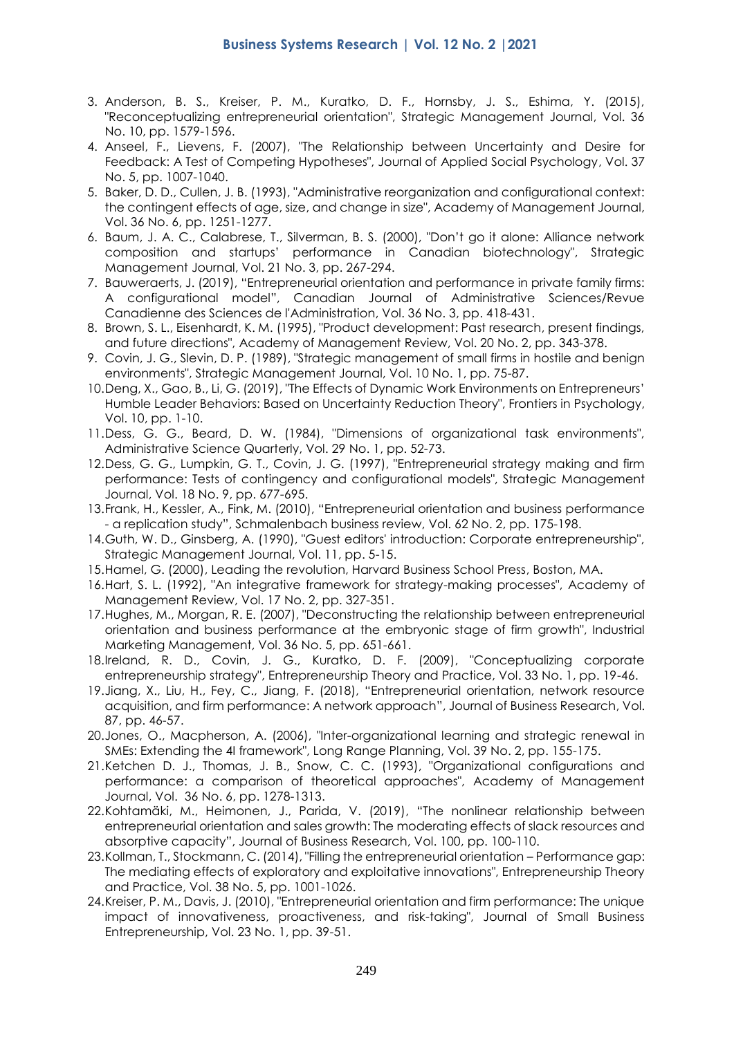3. Anderson, B. S., Kreiser, P. M., Kuratko, D. F., Hornsby, J. S., Eshima, Y. (2015), "Reconceptualizing entrepreneurial orientation", Strategic Management Journal, Vol. 36 No. 10, pp. 1579-1596.
4. Anseel, F., Lievens, F. (2007), "The Relationship between Uncertainty and Desire for Feedback: A Test of Competing Hypotheses", Journal of Applied Social Psychology, Vol. 37 No. 5, pp. 1007-1040.
5. Baker, D. D., Cullen, J. B. (1993), "Administrative reorganization and configurational context: the contingent effects of age, size, and change in size", Academy of Management Journal, Vol. 36 No. 6, pp. 1251-1277.
6. Baum, J. A. C., Calabrese, T., Silverman, B. S. (2000), "Don't go it alone: Alliance network composition and startups' performance in Canadian biotechnology", Strategic Management Journal, Vol. 21 No. 3, pp. 267-294.
7. Bauweraerts, J. (2019), "Entrepreneurial orientation and performance in private family firms: A configurational model", Canadian Journal of Administrative Sciences/Revue Canadienne des Sciences de l'Administration, Vol. 36 No. 3, pp. 418-431.
8. Brown, S. L., Eisenhardt, K. M. (1995), "Product development: Past research, present findings, and future directions", Academy of Management Review, Vol. 20 No. 2, pp. 343-378.
9. Covin, J. G., Slevin, D. P. (1989), "Strategic management of small firms in hostile and benign environments", Strategic Management Journal, Vol. 10 No. 1, pp. 75-87.
10. Deng, X., Gao, B., Li, G. (2019), "The Effects of Dynamic Work Environments on Entrepreneurs' Humble Leader Behaviors: Based on Uncertainty Reduction Theory", Frontiers in Psychology, Vol. 10, pp. 1-10.
11. Dess, G. G., Beard, D. W. (1984), "Dimensions of organizational task environments", Administrative Science Quarterly, Vol. 29 No. 1, pp. 52-73.
12. Dess, G. G., Lumpkin, G. T., Covin, J. G. (1997), "Entrepreneurial strategy making and firm performance: Tests of contingency and configurational models", Strategic Management Journal, Vol. 18 No. 9, pp. 677-695.
13. Frank, H., Kessler, A., Fink, M. (2010), "Entrepreneurial orientation and business performance - a replication study", Schmalenbach business review, Vol. 62 No. 2, pp. 175-198.
14. Guth, W. D., Ginsberg, A. (1990), "Guest editors' introduction: Corporate entrepreneurship", Strategic Management Journal, Vol. 11, pp. 5-15.
15. Hamel, G. (2000), Leading the revolution, Harvard Business School Press, Boston, MA.
16. Hart, S. L. (1992), "An integrative framework for strategy-making processes", Academy of Management Review, Vol. 17 No. 2, pp. 327-351.
17. Hughes, M., Morgan, R. E. (2007), "Deconstructing the relationship between entrepreneurial orientation and business performance at the embryonic stage of firm growth", Industrial Marketing Management, Vol. 36 No. 5, pp. 651-661.
18. Ireland, R. D., Covin, J. G., Kuratko, D. F. (2009), "Conceptualizing corporate entrepreneurship strategy", Entrepreneurship Theory and Practice, Vol. 33 No. 1, pp. 19-46.
19. Jiang, X., Liu, H., Fey, C., Jiang, F. (2018), "Entrepreneurial orientation, network resource acquisition, and firm performance: A network approach", Journal of Business Research, Vol. 87, pp. 46-57.
20. Jones, O., Macpherson, A. (2006), "Inter-organizational learning and strategic renewal in SMEs: Extending the 4I framework", Long Range Planning, Vol. 39 No. 2, pp. 155-175.
21. Ketchen D. J., Thomas, J. B., Snow, C. C. (1993), "Organizational configurations and performance: a comparison of theoretical approaches", Academy of Management Journal, Vol. 36 No. 6, pp. 1278-1313.
22. Kohtamäki, M., Heimonen, J., Parida, V. (2019), "The nonlinear relationship between entrepreneurial orientation and sales growth: The moderating effects of slack resources and absorptive capacity", Journal of Business Research, Vol. 100, pp. 100-110.
23. Kollman, T., Stockmann, C. (2014), "Filling the entrepreneurial orientation – Performance gap: The mediating effects of exploratory and exploitative innovations", Entrepreneurship Theory and Practice, Vol. 38 No. 5, pp. 1001-1026.
24. Kreiser, P. M., Davis, J. (2010), "Entrepreneurial orientation and firm performance: The unique impact of innovativeness, proactiveness, and risk-taking", Journal of Small Business Entrepreneurship, Vol. 23 No. 1, pp. 39-51.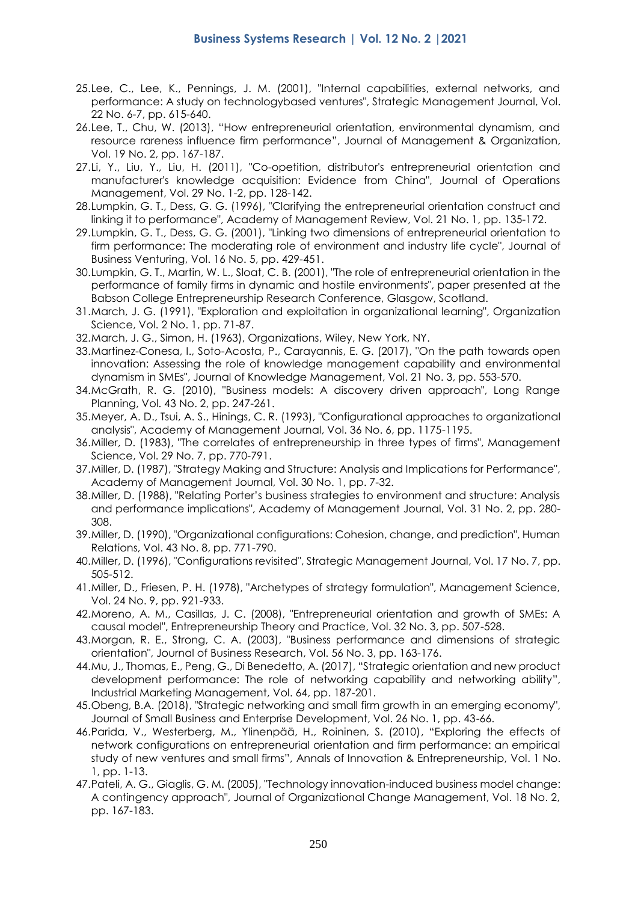25. Lee, C., Lee, K., Pennings, J. M. (2001), "Internal capabilities, external networks, and performance: A study on technologybased ventures", Strategic Management Journal, Vol. 22 No. 6-7, pp. 615-640.
26. Lee, T., Chu, W. (2013), "How entrepreneurial orientation, environmental dynamism, and resource rareness influence firm performance", Journal of Management & Organization, Vol. 19 No. 2, pp. 167-187.
27. Li, Y., Liu, Y., Liu, H. (2011), "Co-opetition, distributor's entrepreneurial orientation and manufacturer's knowledge acquisition: Evidence from China", Journal of Operations Management, Vol. 29 No. 1-2, pp. 128-142.
28. Lumpkin, G. T., Dess, G. G. (1996), "Clarifying the entrepreneurial orientation construct and linking it to performance", Academy of Management Review, Vol. 21 No. 1, pp. 135-172.
29. Lumpkin, G. T., Dess, G. G. (2001), "Linking two dimensions of entrepreneurial orientation to firm performance: The moderating role of environment and industry life cycle", Journal of Business Venturing, Vol. 16 No. 5, pp. 429-451.
30. Lumpkin, G. T., Martin, W. L., Sloat, C. B. (2001), "The role of entrepreneurial orientation in the performance of family firms in dynamic and hostile environments", paper presented at the Babson College Entrepreneurship Research Conference, Glasgow, Scotland.
31. March, J. G. (1991), "Exploration and exploitation in organizational learning", Organization Science, Vol. 2 No. 1, pp. 71-87.
32. March, J. G., Simon, H. (1963), Organizations, Wiley, New York, NY.
33. Martinez-Conesa, I., Soto-Acosta, P., Carayannis, E. G. (2017), "On the path towards open innovation: Assessing the role of knowledge management capability and environmental dynamism in SMEs", Journal of Knowledge Management, Vol. 21 No. 3, pp. 553-570.
34. McGrath, R. G. (2010), "Business models: A discovery driven approach", Long Range Planning, Vol. 43 No. 2, pp. 247-261.
35. Meyer, A. D., Tsui, A. S., Hinings, C. R. (1993), "Configurational approaches to organizational analysis", Academy of Management Journal, Vol. 36 No. 6, pp. 1175-1195.
36. Miller, D. (1983), "The correlates of entrepreneurship in three types of firms", Management Science, Vol. 29 No. 7, pp. 770-791.
37. Miller, D. (1987), "Strategy Making and Structure: Analysis and Implications for Performance", Academy of Management Journal, Vol. 30 No. 1, pp. 7-32.
38. Miller, D. (1988), "Relating Porter's business strategies to environment and structure: Analysis and performance implications", Academy of Management Journal, Vol. 31 No. 2, pp. 280-308.
39. Miller, D. (1990), "Organizational configurations: Cohesion, change, and prediction", Human Relations, Vol. 43 No. 8, pp. 771-790.
40. Miller, D. (1996), "Configurations revisited", Strategic Management Journal, Vol. 17 No. 7, pp. 505-512.
41. Miller, D., Friesen, P. H. (1978), "Archetypes of strategy formulation", Management Science, Vol. 24 No. 9, pp. 921-933.
42. Moreno, A. M., Casillas, J. C. (2008), "Entrepreneurial orientation and growth of SMEs: A causal model", Entrepreneurship Theory and Practice, Vol. 32 No. 3, pp. 507-528.
43. Morgan, R. E., Strong, C. A. (2003), "Business performance and dimensions of strategic orientation", Journal of Business Research, Vol. 56 No. 3, pp. 163-176.
44. Mu, J., Thomas, E., Peng, G., Di Benedetto, A. (2017), "Strategic orientation and new product development performance: The role of networking capability and networking ability", Industrial Marketing Management, Vol. 64, pp. 187-201.
45. Obeng, B.A. (2018), "Strategic networking and small firm growth in an emerging economy", Journal of Small Business and Enterprise Development, Vol. 26 No. 1, pp. 43-66.
46. Parida, V., Westerberg, M., Ylinenpää, H., Roininen, S. (2010), "Exploring the effects of network configurations on entrepreneurial orientation and firm performance: an empirical study of new ventures and small firms", Annals of Innovation & Entrepreneurship, Vol. 1 No. 1, pp. 1-13.
47. Pateli, A. G., Giaglis, G. M. (2005), "Technology innovation-induced business model change: A contingency approach", Journal of Organizational Change Management, Vol. 18 No. 2, pp. 167-183.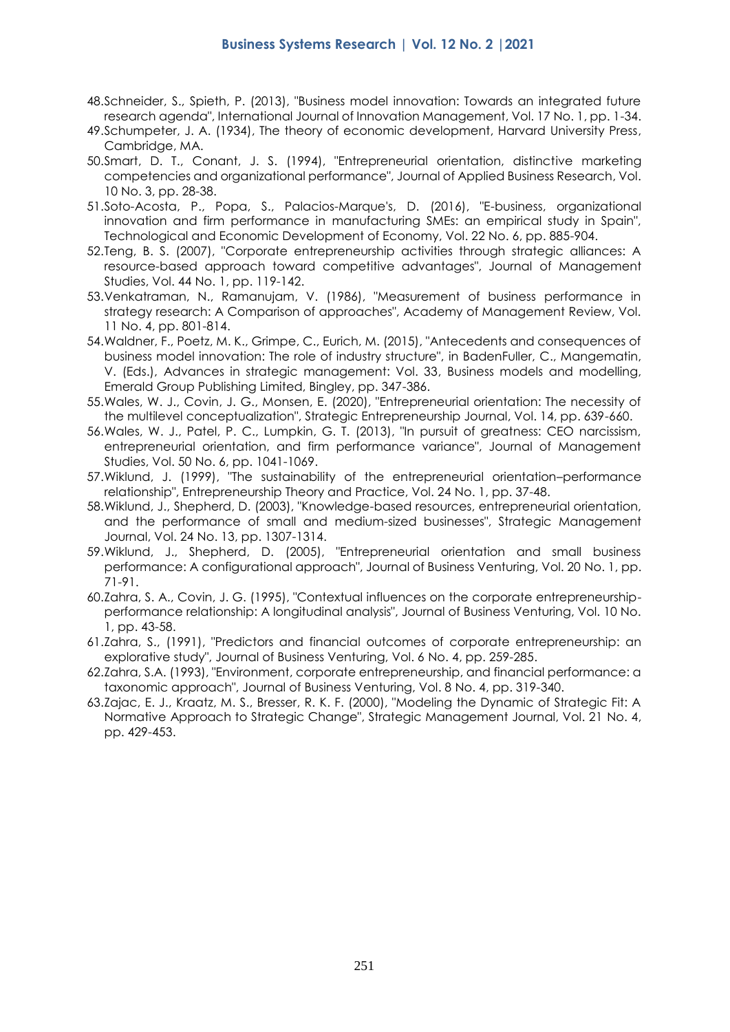48. Schneider, S., Spieth, P. (2013), "Business model innovation: Towards an integrated future research agenda", International Journal of Innovation Management, Vol. 17 No. 1, pp. 1-34.
49. Schumpeter, J. A. (1934), The theory of economic development, Harvard University Press, Cambridge, MA.
50. Smart, D. T., Conant, J. S. (1994), "Entrepreneurial orientation, distinctive marketing competencies and organizational performance", Journal of Applied Business Research, Vol. 10 No. 3, pp. 28-38.
51. Soto-Acosta, P., Popa, S., Palacios-Marque's, D. (2016), "E-business, organizational innovation and firm performance in manufacturing SMEs: an empirical study in Spain", Technological and Economic Development of Economy, Vol. 22 No. 6, pp. 885-904.
52. Teng, B. S. (2007), "Corporate entrepreneurship activities through strategic alliances: A resource-based approach toward competitive advantages", Journal of Management Studies, Vol. 44 No. 1, pp. 119-142.
53. Venkatraman, N., Ramanujam, V. (1986), "Measurement of business performance in strategy research: A Comparison of approaches", Academy of Management Review, Vol. 11 No. 4, pp. 801-814.
54. Waldner, F., Poetz, M. K., Grimpe, C., Eurich, M. (2015), "Antecedents and consequences of business model innovation: The role of industry structure", in BadenFuller, C., Mangematin, V. (Eds.), Advances in strategic management: Vol. 33, Business models and modelling, Emerald Group Publishing Limited, Bingley, pp. 347-386.
55. Wales, W. J., Covin, J. G., Monsen, E. (2020), "Entrepreneurial orientation: The necessity of the multilevel conceptualization", Strategic Entrepreneurship Journal, Vol. 14, pp. 639-660.
56. Wales, W. J., Patel, P. C., Lumpkin, G. T. (2013), "In pursuit of greatness: CEO narcissism, entrepreneurial orientation, and firm performance variance", Journal of Management Studies, Vol. 50 No. 6, pp. 1041-1069.
57. Wiklund, J. (1999), "The sustainability of the entrepreneurial orientation–performance relationship", Entrepreneurship Theory and Practice, Vol. 24 No. 1, pp. 37-48.
58. Wiklund, J., Shepherd, D. (2003), "Knowledge-based resources, entrepreneurial orientation, and the performance of small and medium-sized businesses", Strategic Management Journal, Vol. 24 No. 13, pp. 1307-1314.
59. Wiklund, J., Shepherd, D. (2005), "Entrepreneurial orientation and small business performance: A configurational approach", Journal of Business Venturing, Vol. 20 No. 1, pp. 71-91.
60. Zahra, S. A., Covin, J. G. (1995), "Contextual influences on the corporate entrepreneurship-performance relationship: A longitudinal analysis", Journal of Business Venturing, Vol. 10 No. 1, pp. 43-58.
61. Zahra, S., (1991), "Predictors and financial outcomes of corporate entrepreneurship: an explorative study", Journal of Business Venturing, Vol. 6 No. 4, pp. 259-285.
62. Zahra, S.A. (1993), "Environment, corporate entrepreneurship, and financial performance: a taxonomic approach", Journal of Business Venturing, Vol. 8 No. 4, pp. 319-340.
63. Zajac, E. J., Kraatz, M. S., Bresser, R. K. F. (2000), "Modeling the Dynamic of Strategic Fit: A Normative Approach to Strategic Change", Strategic Management Journal, Vol. 21 No. 4, pp. 429-453.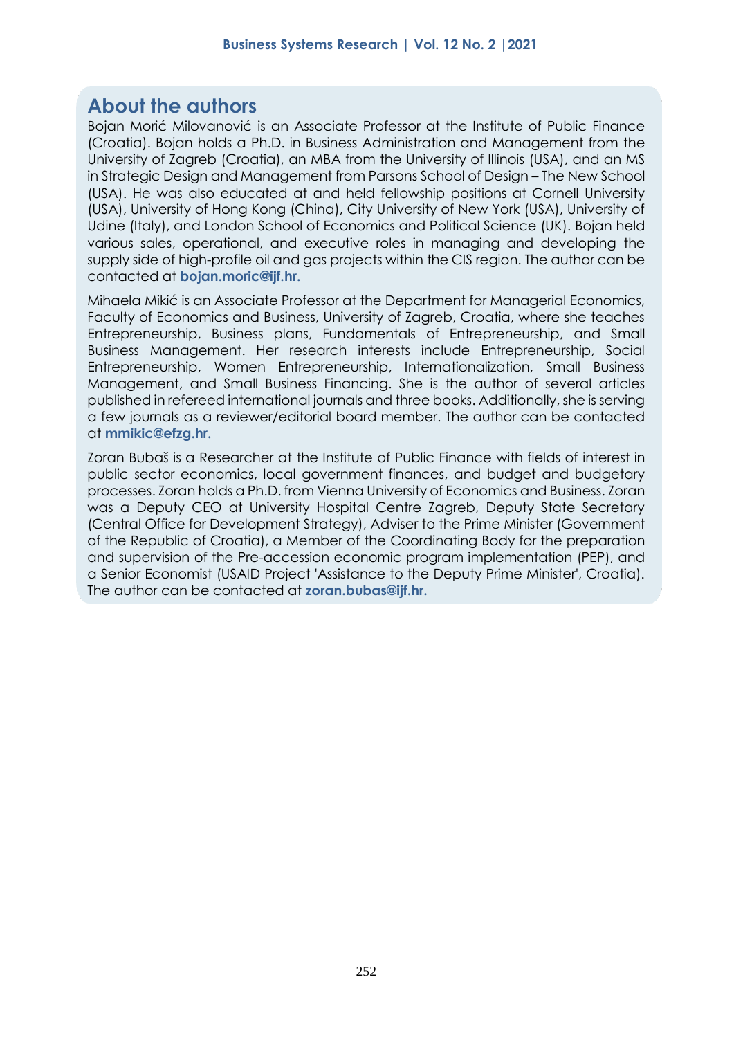## About the authors

Bojan Morić Milovanović is an Associate Professor at the Institute of Public Finance (Croatia). Bojan holds a Ph.D. in Business Administration and Management from the University of Zagreb (Croatia), an MBA from the University of Illinois (USA), and an MS in Strategic Design and Management from Parsons School of Design – The New School (USA). He was also educated at and held fellowship positions at Cornell University (USA), University of Hong Kong (China), City University of New York (USA), University of Udine (Italy), and London School of Economics and Political Science (UK). Bojan held various sales, operational, and executive roles in managing and developing the supply side of high-profile oil and gas projects within the CIS region. The author can be contacted at **bojan.moric@ijf.hr.**

Mihaela Mikić is an Associate Professor at the Department for Managerial Economics, Faculty of Economics and Business, University of Zagreb, Croatia, where she teaches Entrepreneurship, Business plans, Fundamentals of Entrepreneurship, and Small Business Management. Her research interests include Entrepreneurship, Social Entrepreneurship, Women Entrepreneurship, Internationalization, Small Business Management, and Small Business Financing. She is the author of several articles published in refereed international journals and three books. Additionally, she is serving a few journals as a reviewer/editorial board member. The author can be contacted at **mmikic@efzg.hr.**

Zoran Bubaš is a Researcher at the Institute of Public Finance with fields of interest in public sector economics, local government finances, and budget and budgetary processes. Zoran holds a Ph.D. from Vienna University of Economics and Business. Zoran was a Deputy CEO at University Hospital Centre Zagreb, Deputy State Secretary (Central Office for Development Strategy), Adviser to the Prime Minister (Government of the Republic of Croatia), a Member of the Coordinating Body for the preparation and supervision of the Pre-accession economic program implementation (PEP), and a Senior Economist (USAID Project 'Assistance to the Deputy Prime Minister', Croatia). The author can be contacted at **zoran.bubas@ijf.hr.**